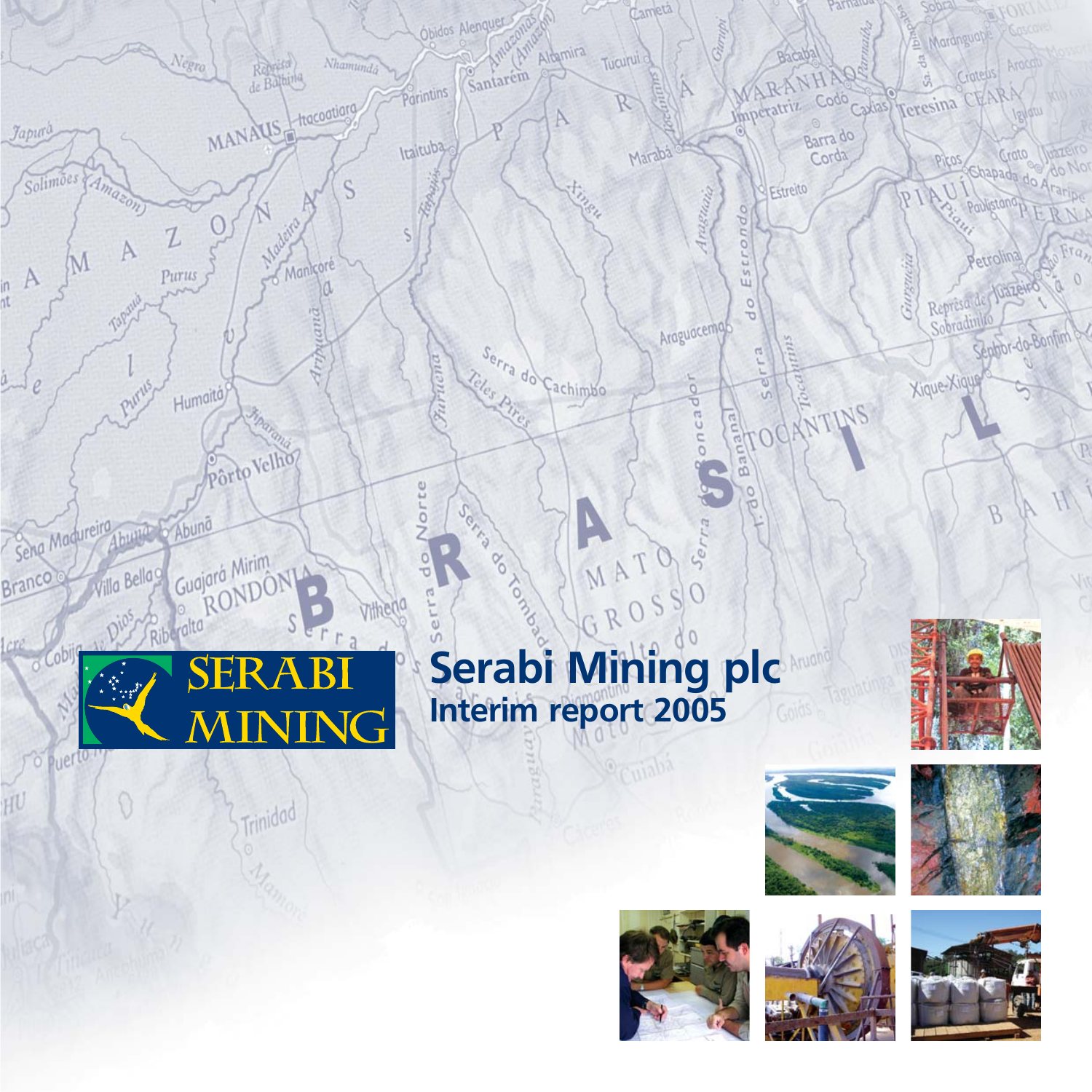# Serabi Mining plc

## Interim report 2005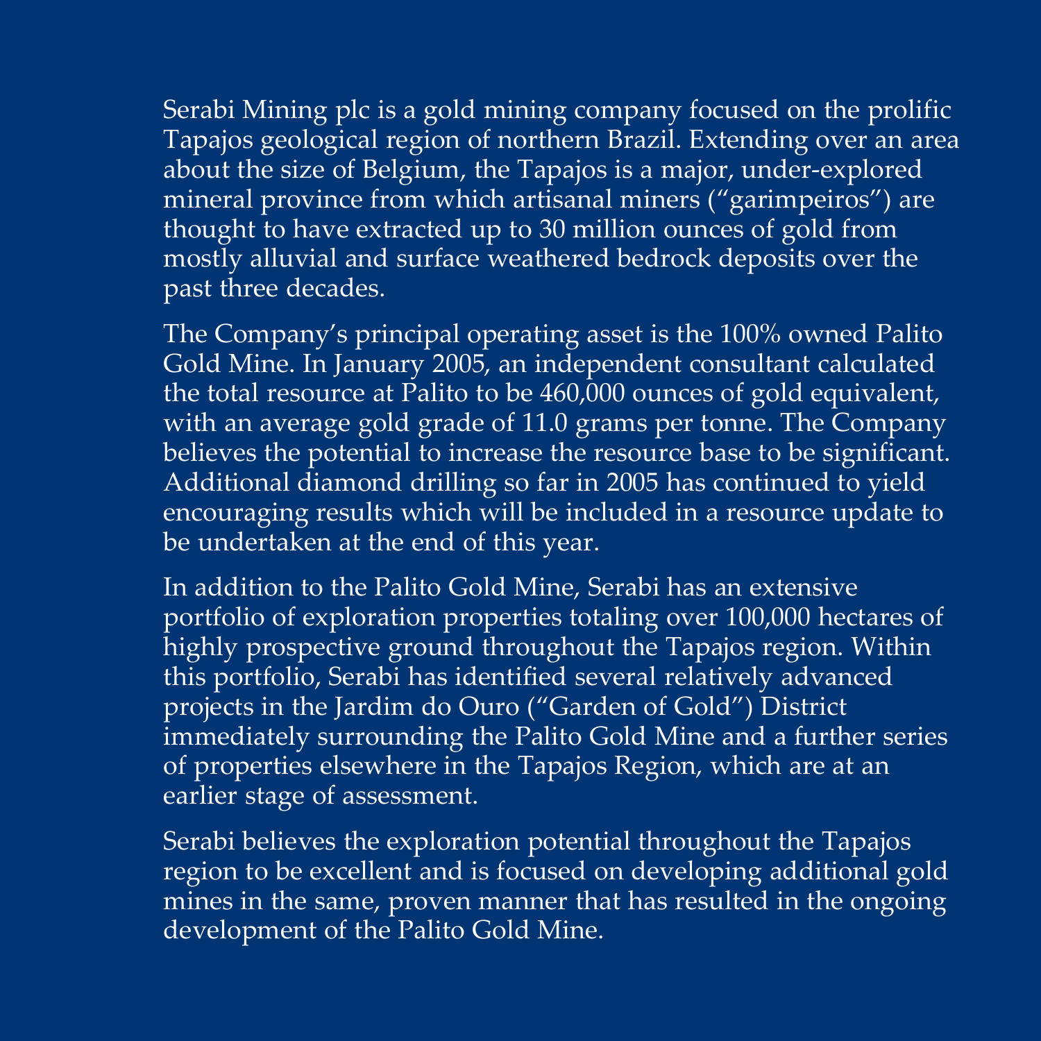Serabi Mining plc is a gold mining company focused on the prolific Tapajos geological region of northern Brazil. Extending over an area about the size of Belgium, the Tapajos is a major, under-explored mineral province from which artisanal miners ("garimpeiros") are thought to have extracted up to 30 million ounces of gold from mostly alluvial and surface weathered bedrock deposits over the past three decades.

The Company's principal operating asset is the 100% owned Palito Gold Mine. In January 2005, an independent consultant calculated the total resource at Palito to be 460,000 ounces of gold equivalent, with an average gold grade of 11.0 grams per tonne. The Company believes the potential to increase the resource base to be significant. Additional diamond drilling so far in 2005 has continued to yield encouraging results which will be included in a resource update to be undertaken at the end of this year.

In addition to the Palito Gold Mine, Serabi has an extensive portfolio of exploration properties totaling over 100,000 hectares of highly prospective ground throughout the Tapajos region. Within this portfolio, Serabi has identified several relatively advanced projects in the Jardim do Ouro ("Garden of Gold") District immediately surrounding the Palito Gold Mine and a further series of properties elsewhere in the Tapajos Region, which are at an earlier stage of assessment.

Serabi believes the exploration potential throughout the Tapajos region to be excellent and is focused on developing additional gold mines in the same, proven manner that has resulted in the ongoing development of the Palito Gold Mine.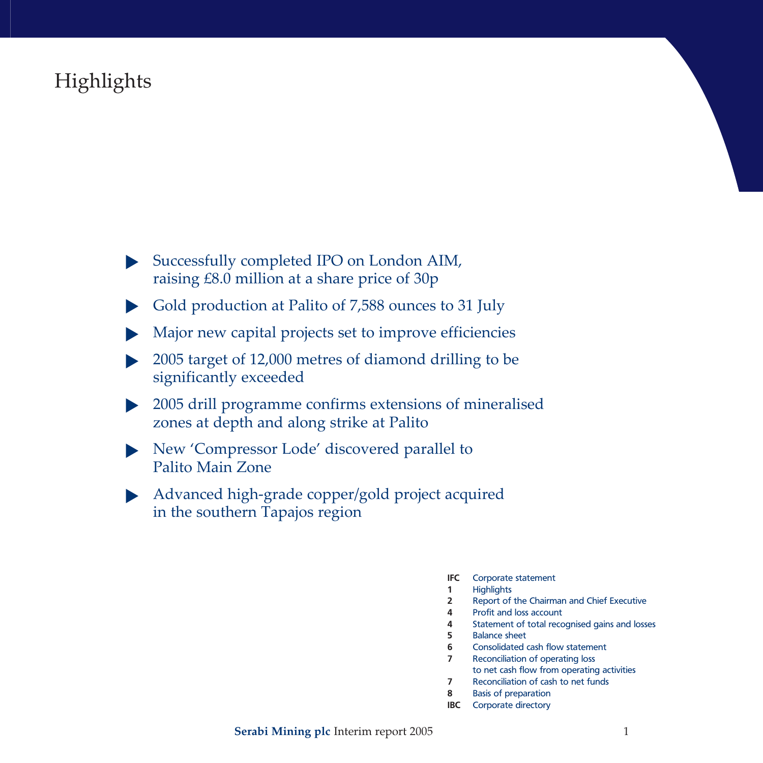# Highlights

- Successfully completed IPO on London AIM, raising £8.0 million at a share price of 30p
- Gold production at Palito of 7,588 ounces to 31 July
- Major new capital projects set to improve efficiencies
- 2005 target of 12,000 metres of diamond drilling to be significantly exceeded
- 2005 drill programme confirms extensions of mineralised zones at depth and along strike at Palito
- New 'Compressor Lode' discovered parallel to Palito Main Zone
- Advanced high-grade copper/gold project acquired in the southern Tapajos region

| | |
|---|---|
| **IFC** | Corporate statement |
| **1** | Highlights |
| **2** | Report of the Chairman and Chief Executive |
| **4** | Profit and loss account |
| **4** | Statement of total recognised gains and losses |
| **5** | Balance sheet |
| **6** | Consolidated cash flow statement |
| **7** | Reconciliation of operating loss to net cash flow from operating activities |
| **7** | Reconciliation of cash to net funds |
| **8** | Basis of preparation |
| **IBC** | Corporate directory |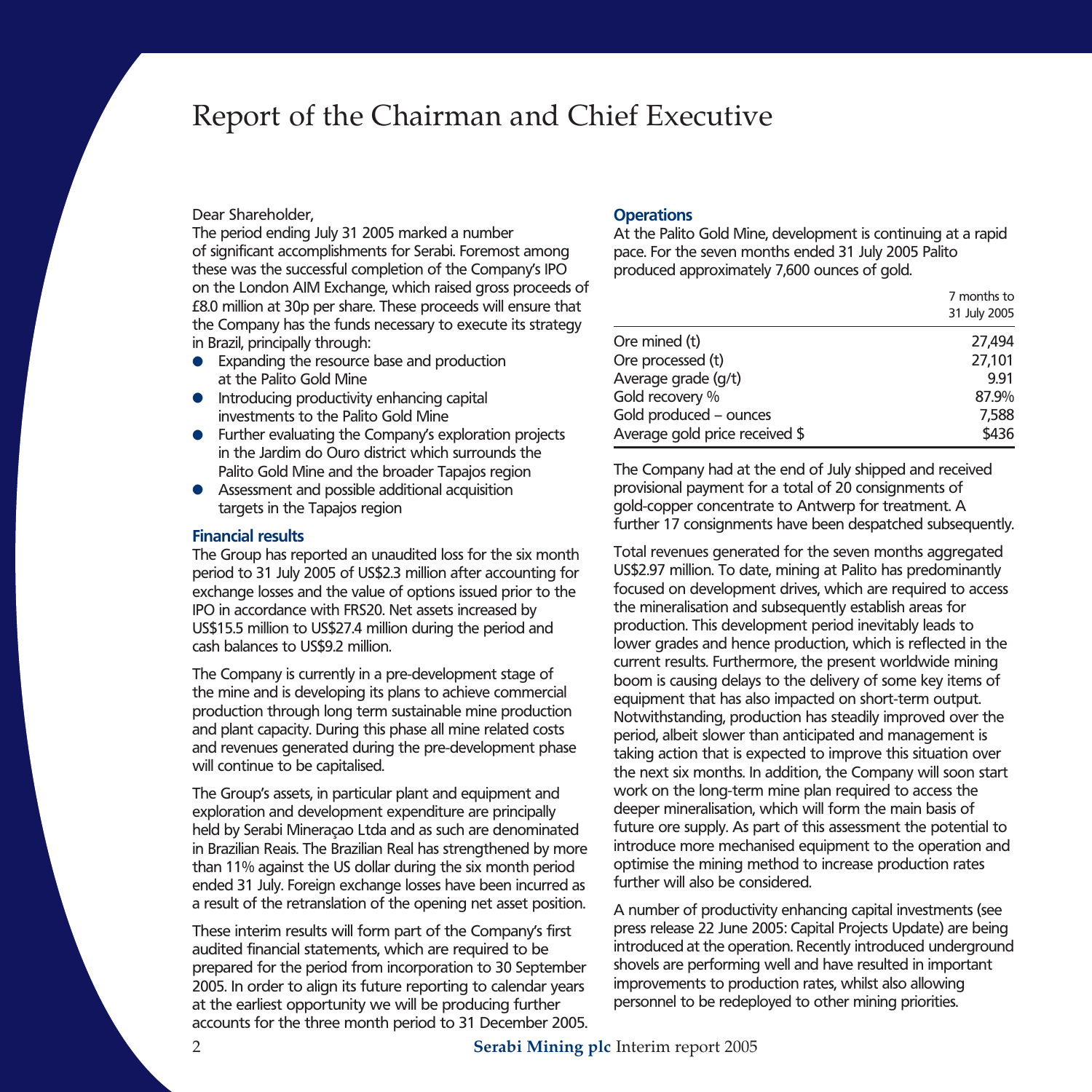# Report of the Chairman and Chief Executive

Dear Shareholder,

The period ending July 31 2005 marked a number of significant accomplishments for Serabi. Foremost among these was the successful completion of the Company's IPO on the London AIM Exchange, which raised gross proceeds of £8.0 million at 30p per share. These proceeds will ensure that the Company has the funds necessary to execute its strategy in Brazil, principally through:

- Expanding the resource base and production at the Palito Gold Mine
- Introducing productivity enhancing capital investments to the Palito Gold Mine
- Further evaluating the Company's exploration projects in the Jardim do Ouro district which surrounds the Palito Gold Mine and the broader Tapajos region
- Assessment and possible additional acquisition targets in the Tapajos region

### Financial results

The Group has reported an unaudited loss for the six month period to 31 July 2005 of US$2.3 million after accounting for exchange losses and the value of options issued prior to the IPO in accordance with FRS20. Net assets increased by US$15.5 million to US$27.4 million during the period and cash balances to US$9.2 million.

The Company is currently in a pre-development stage of the mine and is developing its plans to achieve commercial production through long term sustainable mine production and plant capacity. During this phase all mine related costs and revenues generated during the pre-development phase will continue to be capitalised.

The Group's assets, in particular plant and equipment and exploration and development expenditure are principally held by Serabi Mineraçao Ltda and as such are denominated in Brazilian Reais. The Brazilian Real has strengthened by more than 11% against the US dollar during the six month period ended 31 July. Foreign exchange losses have been incurred as a result of the retranslation of the opening net asset position.

These interim results will form part of the Company's first audited financial statements, which are required to be prepared for the period from incorporation to 30 September 2005. In order to align its future reporting to calendar years at the earliest opportunity we will be producing further accounts for the three month period to 31 December 2005.

### Operations

At the Palito Gold Mine, development is continuing at a rapid pace. For the seven months ended 31 July 2005 Palito produced approximately 7,600 ounces of gold.

| | 7 months to 31 July 2005 |
|---|---|
| Ore mined (t) | 27,494 |
| Ore processed (t) | 27,101 |
| Average grade (g/t) | 9.91 |
| Gold recovery % | 87.9% |
| Gold produced – ounces | 7,588 |
| Average gold price received $ | $436 |

The Company had at the end of July shipped and received provisional payment for a total of 20 consignments of gold-copper concentrate to Antwerp for treatment. A further 17 consignments have been despatched subsequently.

Total revenues generated for the seven months aggregated US$2.97 million. To date, mining at Palito has predominantly focused on development drives, which are required to access the mineralisation and subsequently establish areas for production. This development period inevitably leads to lower grades and hence production, which is reflected in the current results. Furthermore, the present worldwide mining boom is causing delays to the delivery of some key items of equipment that has also impacted on short-term output. Notwithstanding, production has steadily improved over the period, albeit slower than anticipated and management is taking action that is expected to improve this situation over the next six months. In addition, the Company will soon start work on the long-term mine plan required to access the deeper mineralisation, which will form the main basis of future ore supply. As part of this assessment the potential to introduce more mechanised equipment to the operation and optimise the mining method to increase production rates further will also be considered.

A number of productivity enhancing capital investments (see press release 22 June 2005: Capital Projects Update) are being introduced at the operation. Recently introduced underground shovels are performing well and have resulted in important improvements to production rates, whilst also allowing personnel to be redeployed to other mining priorities.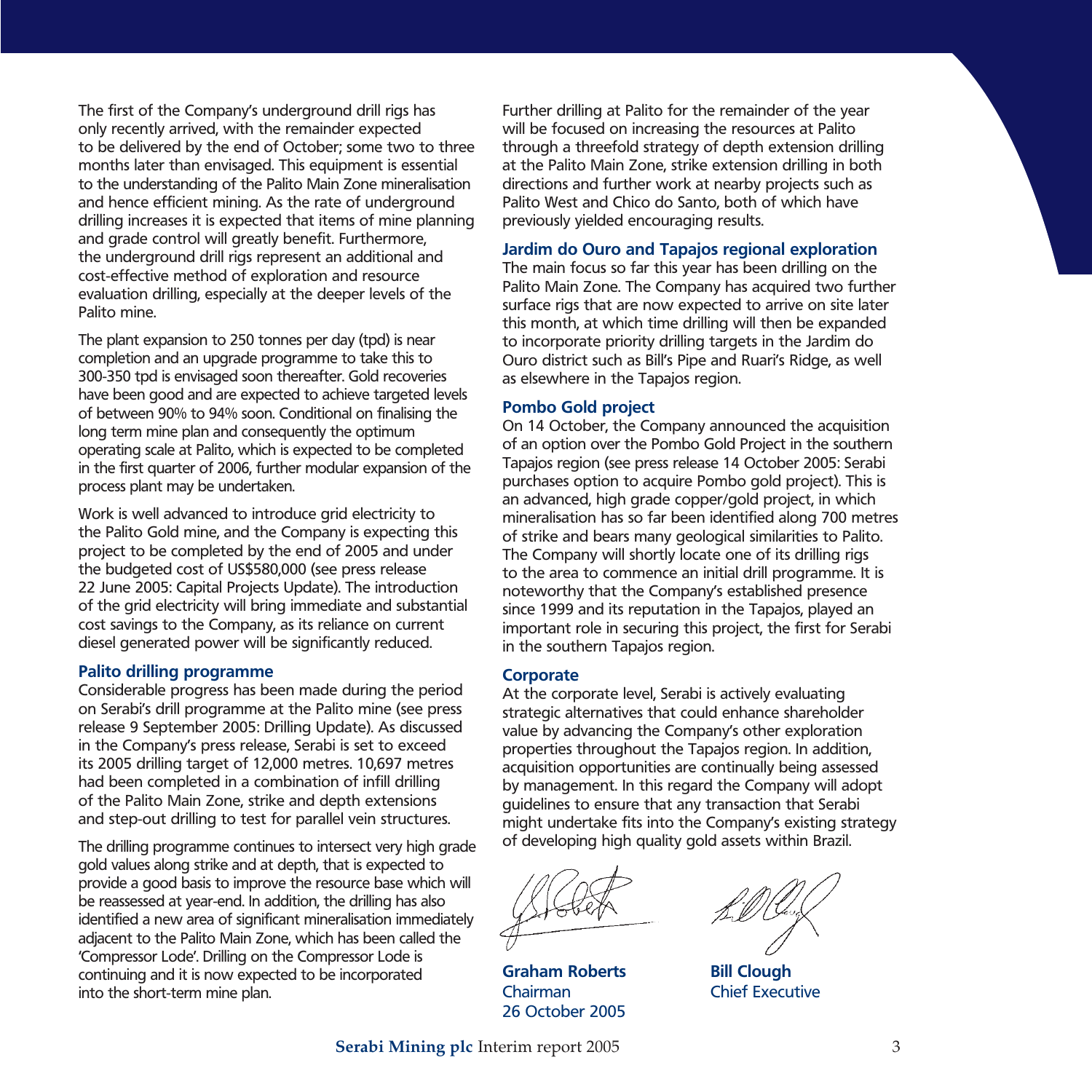The first of the Company's underground drill rigs has only recently arrived, with the remainder expected to be delivered by the end of October; some two to three months later than envisaged. This equipment is essential to the understanding of the Palito Main Zone mineralisation and hence efficient mining. As the rate of underground drilling increases it is expected that items of mine planning and grade control will greatly benefit. Furthermore, the underground drill rigs represent an additional and cost-effective method of exploration and resource evaluation drilling, especially at the deeper levels of the Palito mine.

The plant expansion to 250 tonnes per day (tpd) is near completion and an upgrade programme to take this to 300-350 tpd is envisaged soon thereafter. Gold recoveries have been good and are expected to achieve targeted levels of between 90% to 94% soon. Conditional on finalising the long term mine plan and consequently the optimum operating scale at Palito, which is expected to be completed in the first quarter of 2006, further modular expansion of the process plant may be undertaken.

Work is well advanced to introduce grid electricity to the Palito Gold mine, and the Company is expecting this project to be completed by the end of 2005 and under the budgeted cost of US$580,000 (see press release 22 June 2005: Capital Projects Update). The introduction of the grid electricity will bring immediate and substantial cost savings to the Company, as its reliance on current diesel generated power will be significantly reduced.

### Palito drilling programme

Considerable progress has been made during the period on Serabi's drill programme at the Palito mine (see press release 9 September 2005: Drilling Update). As discussed in the Company's press release, Serabi is set to exceed its 2005 drilling target of 12,000 metres. 10,697 metres had been completed in a combination of infill drilling of the Palito Main Zone, strike and depth extensions and step-out drilling to test for parallel vein structures.

The drilling programme continues to intersect very high grade gold values along strike and at depth, that is expected to provide a good basis to improve the resource base which will be reassessed at year-end. In addition, the drilling has also identified a new area of significant mineralisation immediately adjacent to the Palito Main Zone, which has been called the 'Compressor Lode'. Drilling on the Compressor Lode is continuing and it is now expected to be incorporated into the short-term mine plan.

Further drilling at Palito for the remainder of the year will be focused on increasing the resources at Palito through a threefold strategy of depth extension drilling at the Palito Main Zone, strike extension drilling in both directions and further work at nearby projects such as Palito West and Chico do Santo, both of which have previously yielded encouraging results.

### Jardim do Ouro and Tapajos regional exploration

The main focus so far this year has been drilling on the Palito Main Zone. The Company has acquired two further surface rigs that are now expected to arrive on site later this month, at which time drilling will then be expanded to incorporate priority drilling targets in the Jardim do Ouro district such as Bill's Pipe and Ruari's Ridge, as well as elsewhere in the Tapajos region.

### Pombo Gold project

On 14 October, the Company announced the acquisition of an option over the Pombo Gold Project in the southern Tapajos region (see press release 14 October 2005: Serabi purchases option to acquire Pombo gold project). This is an advanced, high grade copper/gold project, in which mineralisation has so far been identified along 700 metres of strike and bears many geological similarities to Palito. The Company will shortly locate one of its drilling rigs to the area to commence an initial drill programme. It is noteworthy that the Company's established presence since 1999 and its reputation in the Tapajos, played an important role in securing this project, the first for Serabi in the southern Tapajos region.

### Corporate

At the corporate level, Serabi is actively evaluating strategic alternatives that could enhance shareholder value by advancing the Company's other exploration properties throughout the Tapajos region. In addition, acquisition opportunities are continually being assessed by management. In this regard the Company will adopt guidelines to ensure that any transaction that Serabi might undertake fits into the Company's existing strategy of developing high quality gold assets within Brazil.

**Graham Roberts**
Chairman
26 October 2005

**Bill Clough**
Chief Executive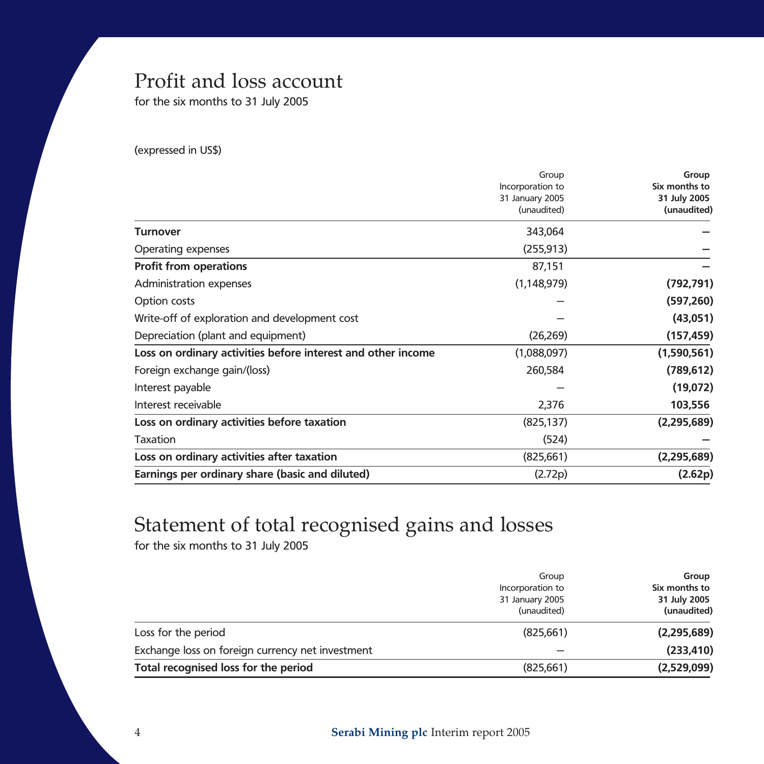# Profit and loss account

for the six months to 31 July 2005

(expressed in US$)

| | Group Incorporation to 31 January 2005 (unaudited) | **Group Six months to 31 July 2005 (unaudited)** |
|---|---|---|
| **Turnover** | 343,064 | **–** |
| Operating expenses | (255,913) | **–** |
| **Profit from operations** | 87,151 | **–** |
| Administration expenses | (1,148,979) | **(792,791)** |
| Option costs | – | **(597,260)** |
| Write-off of exploration and development cost | – | **(43,051)** |
| Depreciation (plant and equipment) | (26,269) | **(157,459)** |
| **Loss on ordinary activities before interest and other income** | (1,088,097) | **(1,590,561)** |
| Foreign exchange gain/(loss) | 260,584 | **(789,612)** |
| Interest payable | – | **(19,072)** |
| Interest receivable | 2,376 | **103,556** |
| **Loss on ordinary activities before taxation** | (825,137) | **(2,295,689)** |
| Taxation | (524) | **–** |
| **Loss on ordinary activities after taxation** | (825,661) | **(2,295,689)** |
| **Earnings per ordinary share (basic and diluted)** | (2.72p) | **(2.62p)** |

# Statement of total recognised gains and losses

for the six months to 31 July 2005

| | Group Incorporation to 31 January 2005 (unaudited) | **Group Six months to 31 July 2005 (unaudited)** |
|---|---|---|
| Loss for the period | (825,661) | **(2,295,689)** |
| Exchange loss on foreign currency net investment | – | **(233,410)** |
| **Total recognised loss for the period** | (825,661) | **(2,529,099)** |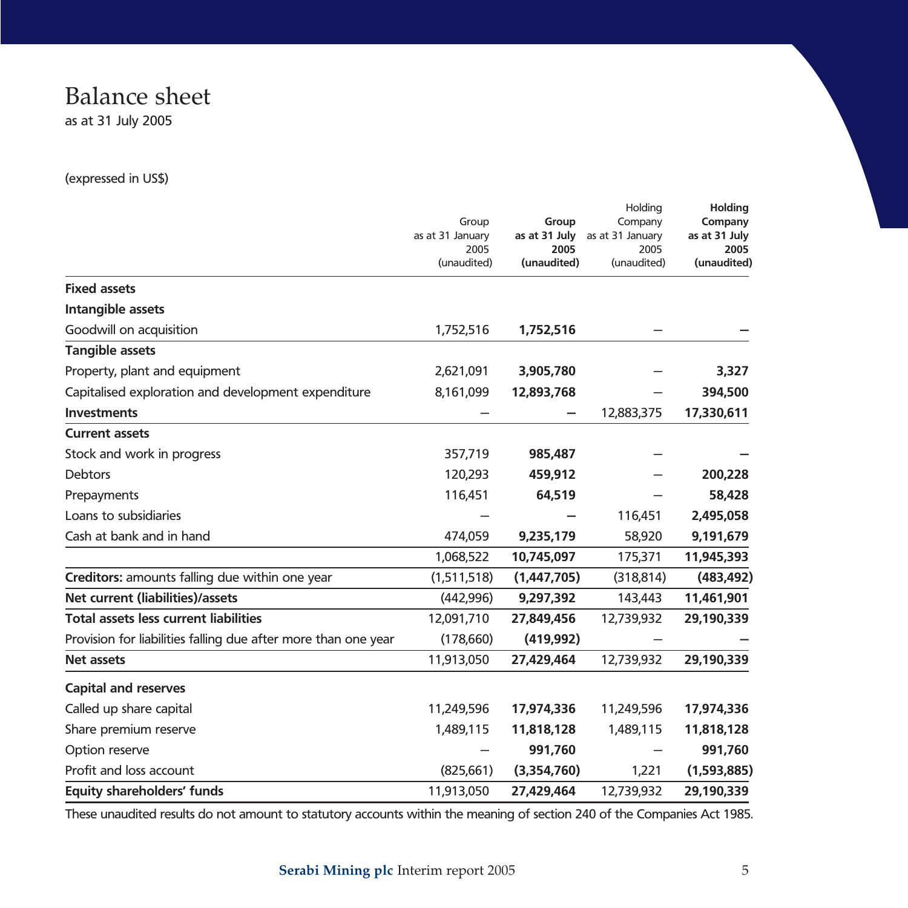# Balance sheet

as at 31 July 2005

(expressed in US$)

| | Group as at 31 January 2005 (unaudited) | **Group as at 31 July 2005 (unaudited)** | Holding Company as at 31 January 2005 (unaudited) | **Holding Company as at 31 July 2005 (unaudited)** |
|---|---|---|---|---|
| **Fixed assets** | | | | |
| **Intangible assets** | | | | |
| Goodwill on acquisition | 1,752,516 | **1,752,516** | – | **–** |
| **Tangible assets** | | | | |
| Property, plant and equipment | 2,621,091 | **3,905,780** | – | **3,327** |
| Capitalised exploration and development expenditure | 8,161,099 | **12,893,768** | – | **394,500** |
| **Investments** | – | **–** | 12,883,375 | **17,330,611** |
| **Current assets** | | | | |
| Stock and work in progress | 357,719 | **985,487** | – | **–** |
| Debtors | 120,293 | **459,912** | – | **200,228** |
| Prepayments | 116,451 | **64,519** | – | **58,428** |
| Loans to subsidiaries | – | **–** | 116,451 | **2,495,058** |
| Cash at bank and in hand | 474,059 | **9,235,179** | 58,920 | **9,191,679** |
| | 1,068,522 | **10,745,097** | 175,371 | **11,945,393** |
| **Creditors:** amounts falling due within one year | (1,511,518) | **(1,447,705)** | (318,814) | **(483,492)** |
| **Net current (liabilities)/assets** | (442,996) | **9,297,392** | 143,443 | **11,461,901** |
| **Total assets less current liabilities** | 12,091,710 | **27,849,456** | 12,739,932 | **29,190,339** |
| Provision for liabilities falling due after more than one year | (178,660) | **(419,992)** | – | **–** |
| **Net assets** | 11,913,050 | **27,429,464** | 12,739,932 | **29,190,339** |
| **Capital and reserves** | | | | |
| Called up share capital | 11,249,596 | **17,974,336** | 11,249,596 | **17,974,336** |
| Share premium reserve | 1,489,115 | **11,818,128** | 1,489,115 | **11,818,128** |
| Option reserve | – | **991,760** | – | **991,760** |
| Profit and loss account | (825,661) | **(3,354,760)** | 1,221 | **(1,593,885)** |
| **Equity shareholders' funds** | 11,913,050 | **27,429,464** | 12,739,932 | **29,190,339** |

These unaudited results do not amount to statutory accounts within the meaning of section 240 of the Companies Act 1985.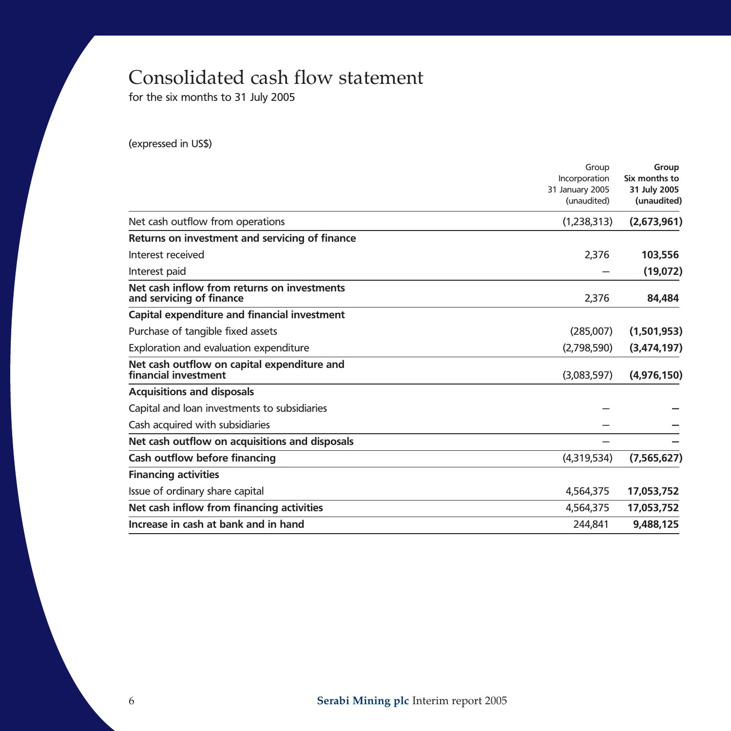# Consolidated cash flow statement

for the six months to 31 July 2005

(expressed in US$)

| | Group Incorporation 31 January 2005 (unaudited) | **Group Six months to 31 July 2005 (unaudited)** |
|---|---|---|
| Net cash outflow from operations | (1,238,313) | **(2,673,961)** |
| **Returns on investment and servicing of finance** | | |
| Interest received | 2,376 | **103,556** |
| Interest paid | – | **(19,072)** |
| **Net cash inflow from returns on investments and servicing of finance** | 2,376 | **84,484** |
| **Capital expenditure and financial investment** | | |
| Purchase of tangible fixed assets | (285,007) | **(1,501,953)** |
| Exploration and evaluation expenditure | (2,798,590) | **(3,474,197)** |
| **Net cash outflow on capital expenditure and financial investment** | (3,083,597) | **(4,976,150)** |
| **Acquisitions and disposals** | | |
| Capital and loan investments to subsidiaries | – | **–** |
| Cash acquired with subsidiaries | – | **–** |
| **Net cash outflow on acquisitions and disposals** | – | **–** |
| **Cash outflow before financing** | (4,319,534) | **(7,565,627)** |
| **Financing activities** | | |
| Issue of ordinary share capital | 4,564,375 | **17,053,752** |
| **Net cash inflow from financing activities** | 4,564,375 | **17,053,752** |
| **Increase in cash at bank and in hand** | 244,841 | **9,488,125** |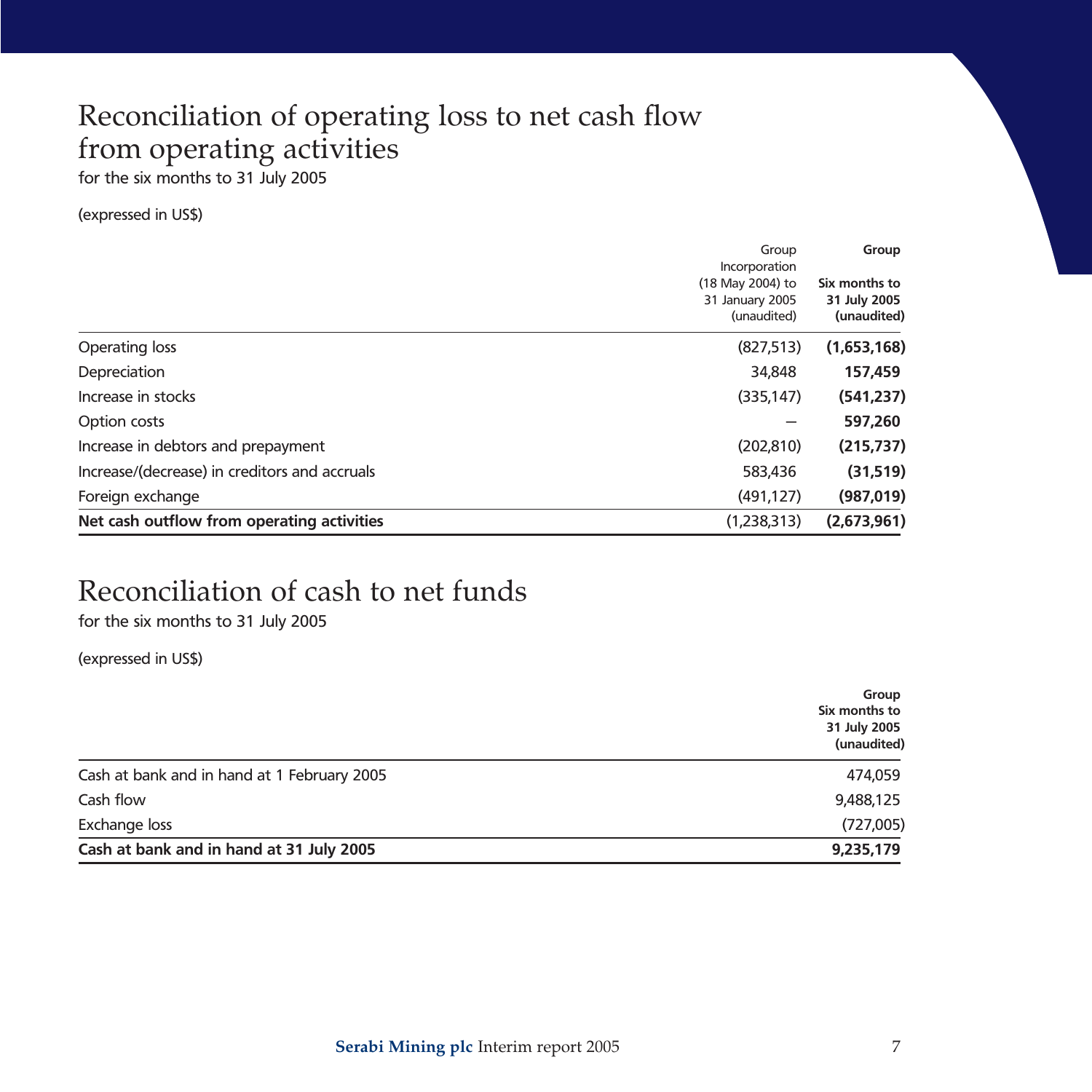# Reconciliation of operating loss to net cash flow from operating activities

for the six months to 31 July 2005

(expressed in US$)

| | Group Incorporation (18 May 2004) to 31 January 2005 (unaudited) | **Group Six months to 31 July 2005 (unaudited)** |
|---|---|---|
| Operating loss | (827,513) | **(1,653,168)** |
| Depreciation | 34,848 | **157,459** |
| Increase in stocks | (335,147) | **(541,237)** |
| Option costs | – | **597,260** |
| Increase in debtors and prepayment | (202,810) | **(215,737)** |
| Increase/(decrease) in creditors and accruals | 583,436 | **(31,519)** |
| Foreign exchange | (491,127) | **(987,019)** |
| **Net cash outflow from operating activities** | (1,238,313) | **(2,673,961)** |

# Reconciliation of cash to net funds

for the six months to 31 July 2005

(expressed in US$)

| | **Group Six months to 31 July 2005 (unaudited)** |
|---|---|
| Cash at bank and in hand at 1 February 2005 | 474,059 |
| Cash flow | 9,488,125 |
| Exchange loss | (727,005) |
| **Cash at bank and in hand at 31 July 2005** | **9,235,179** |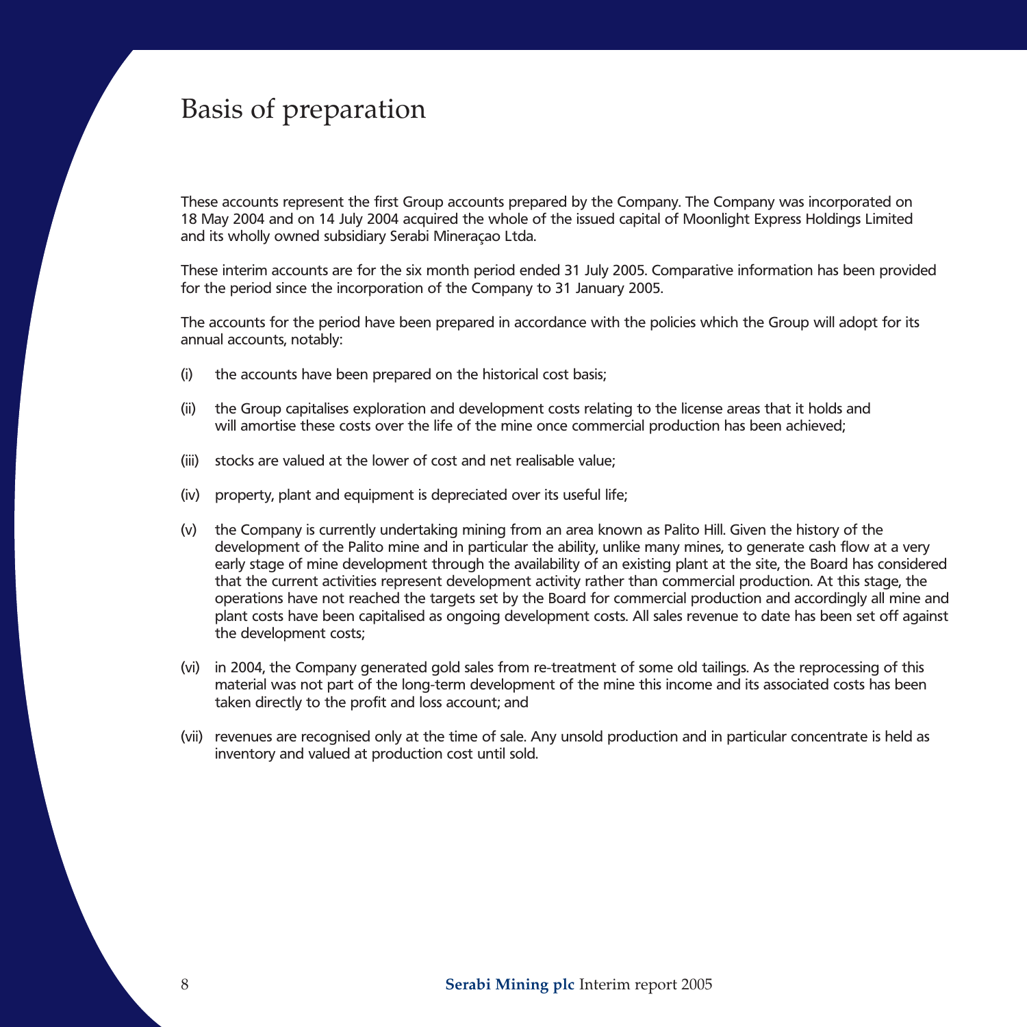# Basis of preparation

These accounts represent the first Group accounts prepared by the Company. The Company was incorporated on 18 May 2004 and on 14 July 2004 acquired the whole of the issued capital of Moonlight Express Holdings Limited and its wholly owned subsidiary Serabi Mineraçao Ltda.

These interim accounts are for the six month period ended 31 July 2005. Comparative information has been provided for the period since the incorporation of the Company to 31 January 2005.

The accounts for the period have been prepared in accordance with the policies which the Group will adopt for its annual accounts, notably:

(i) the accounts have been prepared on the historical cost basis;

(ii) the Group capitalises exploration and development costs relating to the license areas that it holds and will amortise these costs over the life of the mine once commercial production has been achieved;

(iii) stocks are valued at the lower of cost and net realisable value;

(iv) property, plant and equipment is depreciated over its useful life;

(v) the Company is currently undertaking mining from an area known as Palito Hill. Given the history of the development of the Palito mine and in particular the ability, unlike many mines, to generate cash flow at a very early stage of mine development through the availability of an existing plant at the site, the Board has considered that the current activities represent development activity rather than commercial production. At this stage, the operations have not reached the targets set by the Board for commercial production and accordingly all mine and plant costs have been capitalised as ongoing development costs. All sales revenue to date has been set off against the development costs;

(vi) in 2004, the Company generated gold sales from re-treatment of some old tailings. As the reprocessing of this material was not part of the long-term development of the mine this income and its associated costs has been taken directly to the profit and loss account; and

(vii) revenues are recognised only at the time of sale. Any unsold production and in particular concentrate is held as inventory and valued at production cost until sold.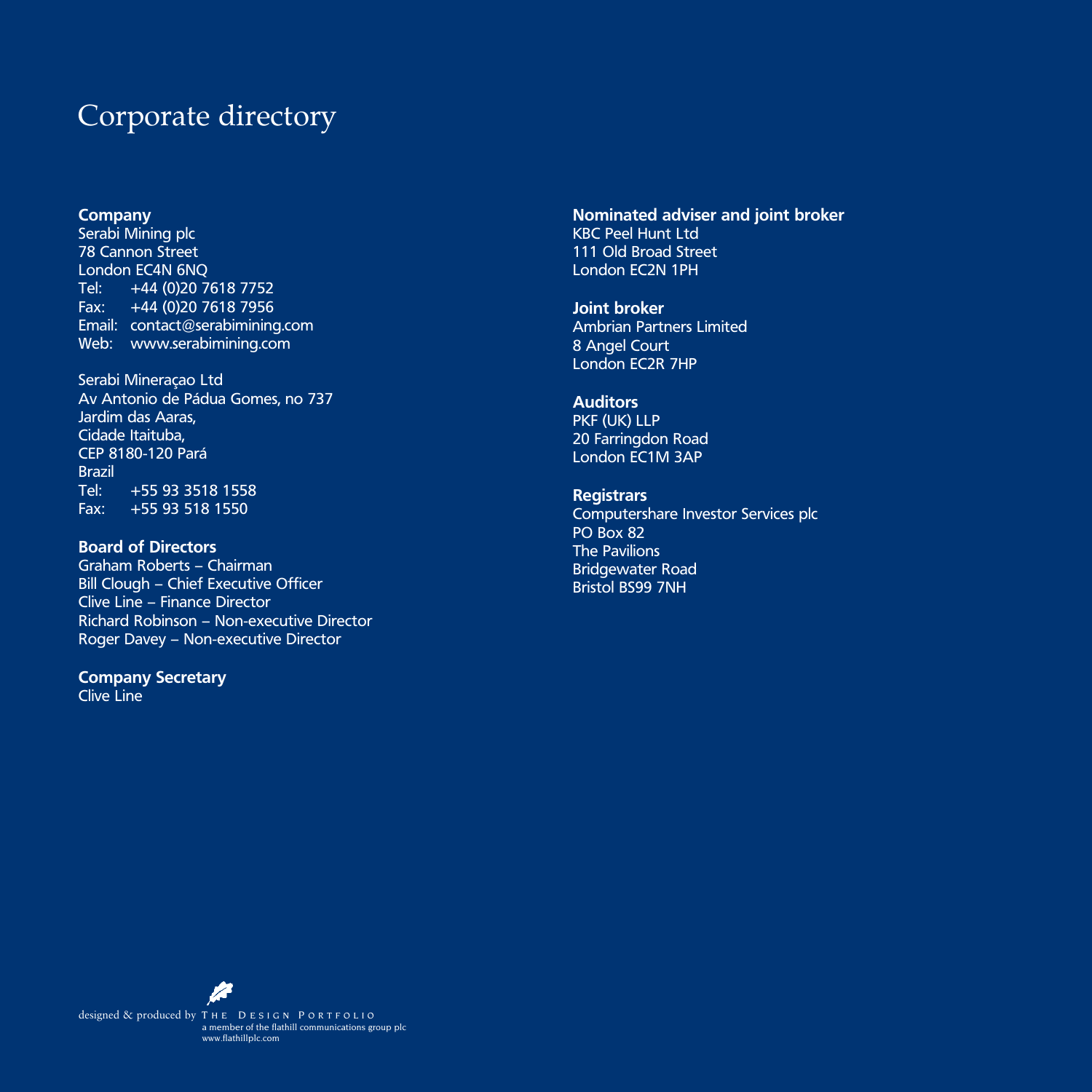# Corporate directory

**Company**
Serabi Mining plc
78 Cannon Street
London EC4N 6NQ
Tel: +44 (0)20 7618 7752
Fax: +44 (0)20 7618 7956
Email: contact@serabimining.com
Web: www.serabimining.com

Serabi Mineraçao Ltd
Av Antonio de Pádua Gomes, no 737
Jardim das Aaras,
Cidade Itaituba,
CEP 8180-120 Pará
Brazil
Tel: +55 93 3518 1558
Fax: +55 93 518 1550

**Board of Directors**
Graham Roberts – Chairman
Bill Clough – Chief Executive Officer
Clive Line – Finance Director
Richard Robinson – Non-executive Director
Roger Davey – Non-executive Director

**Company Secretary**
Clive Line

**Nominated adviser and joint broker**
KBC Peel Hunt Ltd
111 Old Broad Street
London EC2N 1PH

**Joint broker**
Ambrian Partners Limited
8 Angel Court
London EC2R 7HP

**Auditors**
PKF (UK) LLP
20 Farringdon Road
London EC1M 3AP

**Registrars**
Computershare Investor Services plc
PO Box 82
The Pavilions
Bridgewater Road
Bristol BS99 7NH

designed & produced by THE DESIGN PORTFOLIO
a member of the flathill communications group plc
www.flathillplc.com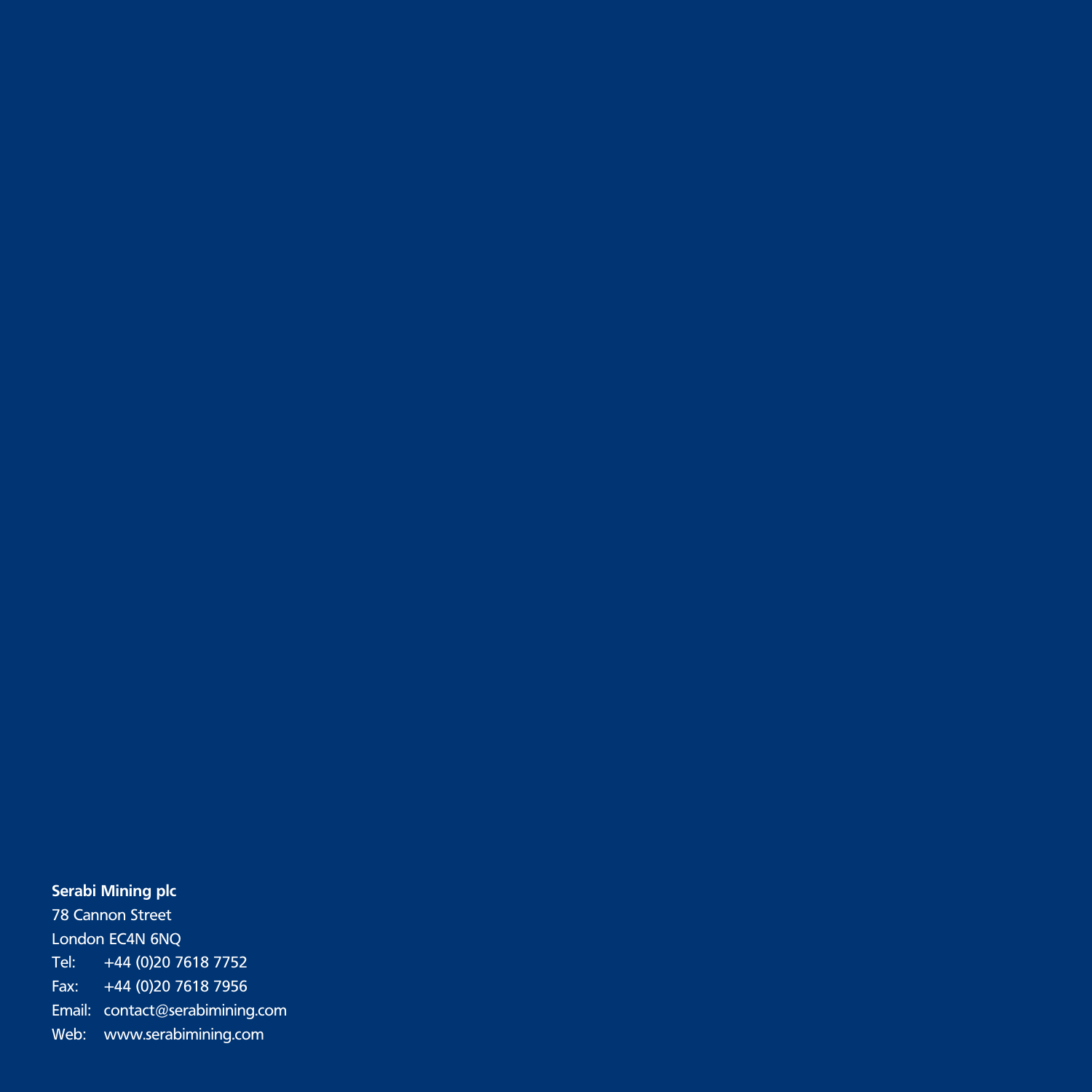**Serabi Mining plc**

78 Cannon Street

London EC4N 6NQ

Tel: +44 (0)20 7618 7752

Fax: +44 (0)20 7618 7956

Email: contact@serabimining.com

Web: www.serabimining.com